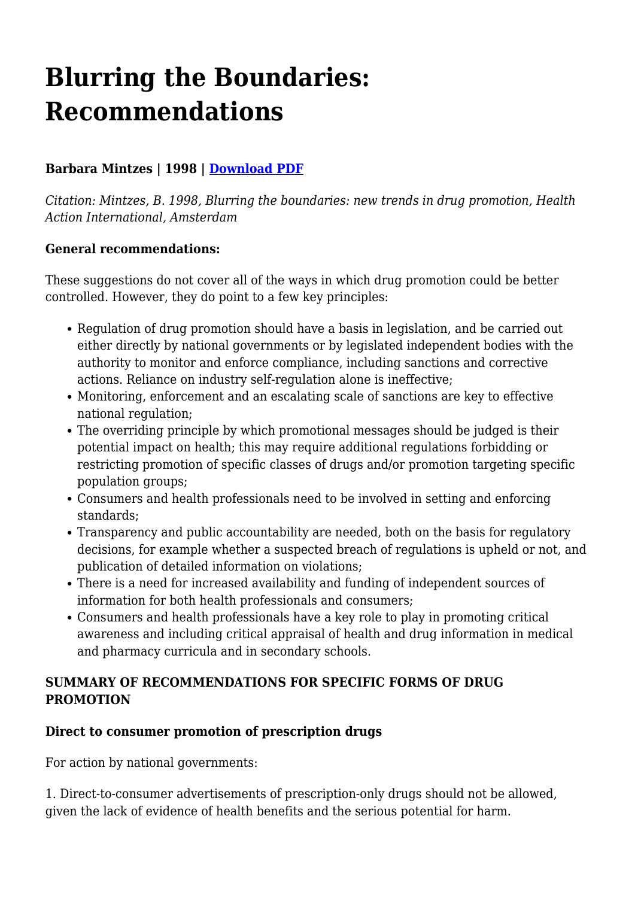# Blurring the Boundaries: Recommendations

**Barbara Mintzes | 1998 | [Download PDF]()**

*Citation: Mintzes, B. 1998, Blurring the boundaries: new trends in drug promotion, Health Action International, Amsterdam*

**General recommendations:**

These suggestions do not cover all of the ways in which drug promotion could be better controlled. However, they do point to a few key principles:

- Regulation of drug promotion should have a basis in legislation, and be carried out either directly by national governments or by legislated independent bodies with the authority to monitor and enforce compliance, including sanctions and corrective actions. Reliance on industry self-regulation alone is ineffective;
- Monitoring, enforcement and an escalating scale of sanctions are key to effective national regulation;
- The overriding principle by which promotional messages should be judged is their potential impact on health; this may require additional regulations forbidding or restricting promotion of specific classes of drugs and/or promotion targeting specific population groups;
- Consumers and health professionals need to be involved in setting and enforcing standards;
- Transparency and public accountability are needed, both on the basis for regulatory decisions, for example whether a suspected breach of regulations is upheld or not, and publication of detailed information on violations;
- There is a need for increased availability and funding of independent sources of information for both health professionals and consumers;
- Consumers and health professionals have a key role to play in promoting critical awareness and including critical appraisal of health and drug information in medical and pharmacy curricula and in secondary schools.

**SUMMARY OF RECOMMENDATIONS FOR SPECIFIC FORMS OF DRUG PROMOTION**

**Direct to consumer promotion of prescription drugs**

For action by national governments:

1. Direct-to-consumer advertisements of prescription-only drugs should not be allowed, given the lack of evidence of health benefits and the serious potential for harm.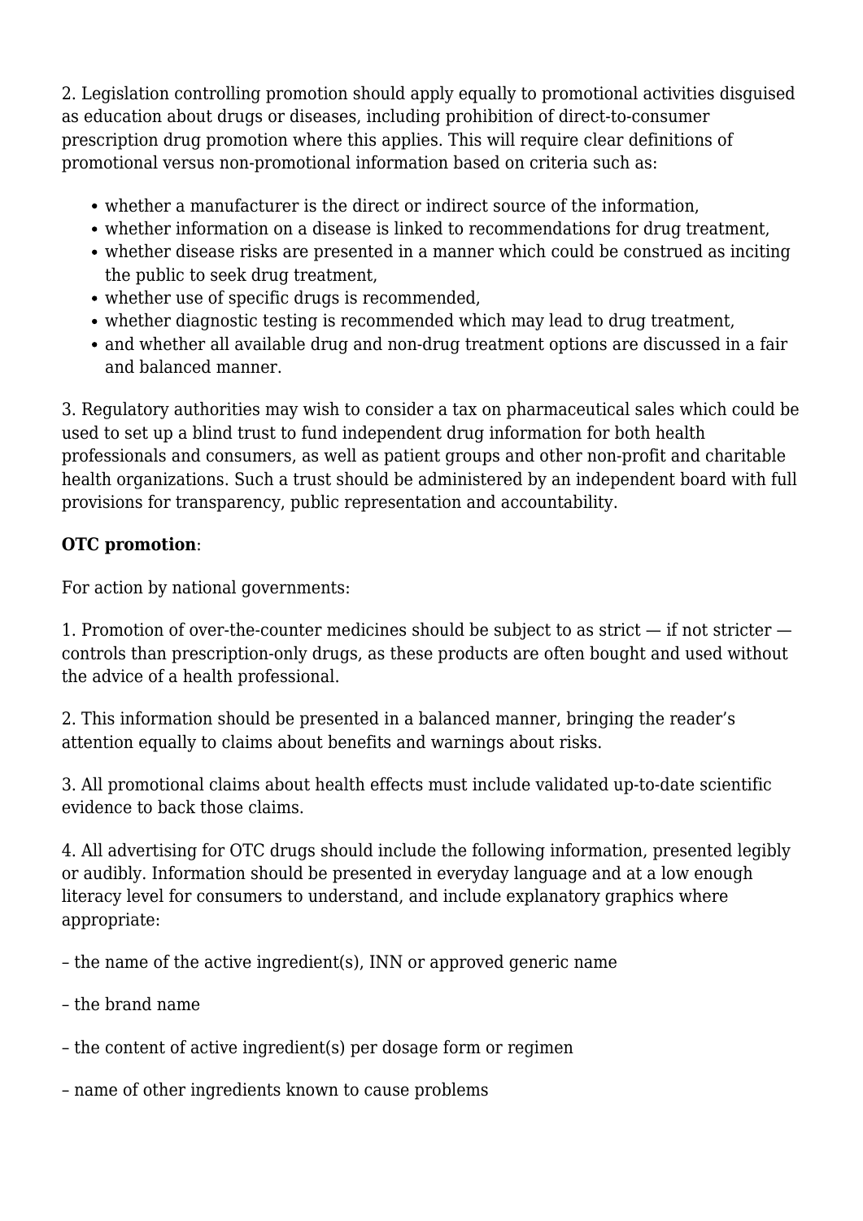2. Legislation controlling promotion should apply equally to promotional activities disguised as education about drugs or diseases, including prohibition of direct-to-consumer prescription drug promotion where this applies. This will require clear definitions of promotional versus non-promotional information based on criteria such as:

- whether a manufacturer is the direct or indirect source of the information,
- whether information on a disease is linked to recommendations for drug treatment,
- whether disease risks are presented in a manner which could be construed as inciting the public to seek drug treatment,
- whether use of specific drugs is recommended,
- whether diagnostic testing is recommended which may lead to drug treatment,
- and whether all available drug and non-drug treatment options are discussed in a fair and balanced manner.

3. Regulatory authorities may wish to consider a tax on pharmaceutical sales which could be used to set up a blind trust to fund independent drug information for both health professionals and consumers, as well as patient groups and other non-profit and charitable health organizations. Such a trust should be administered by an independent board with full provisions for transparency, public representation and accountability.

**OTC promotion**:

For action by national governments:

1. Promotion of over-the-counter medicines should be subject to as strict — if not stricter — controls than prescription-only drugs, as these products are often bought and used without the advice of a health professional.

2. This information should be presented in a balanced manner, bringing the reader's attention equally to claims about benefits and warnings about risks.

3. All promotional claims about health effects must include validated up-to-date scientific evidence to back those claims.

4. All advertising for OTC drugs should include the following information, presented legibly or audibly. Information should be presented in everyday language and at a low enough literacy level for consumers to understand, and include explanatory graphics where appropriate:

– the name of the active ingredient(s), INN or approved generic name

– the brand name

– the content of active ingredient(s) per dosage form or regimen

– name of other ingredients known to cause problems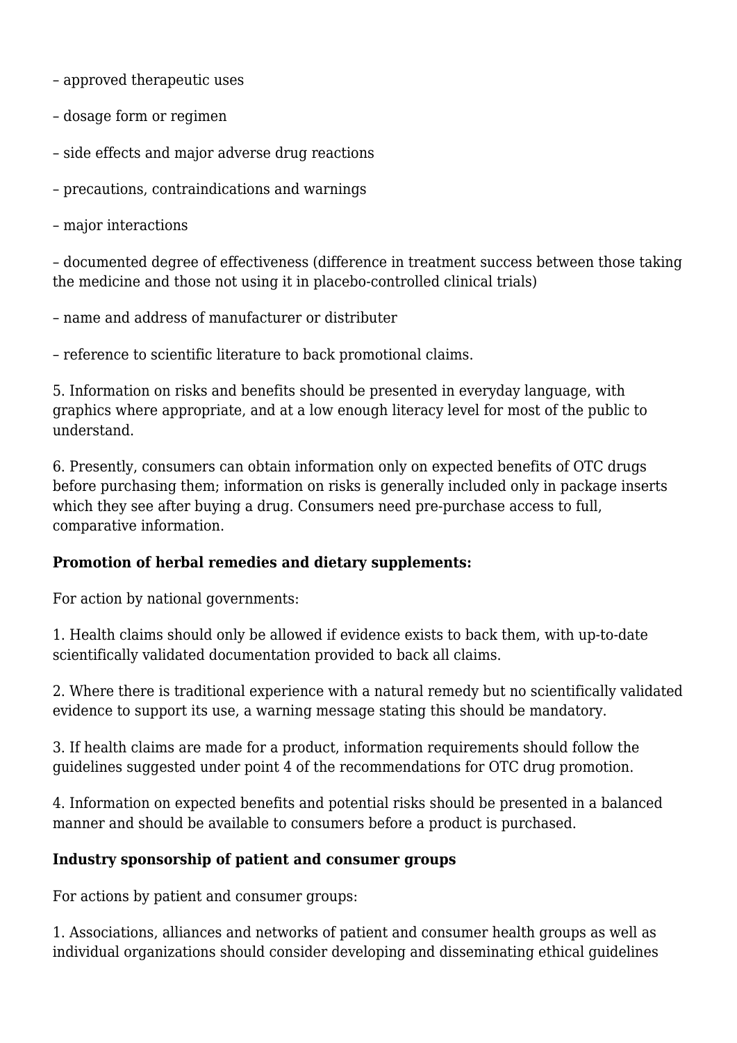– approved therapeutic uses

– dosage form or regimen

– side effects and major adverse drug reactions

– precautions, contraindications and warnings

– major interactions

– documented degree of effectiveness (difference in treatment success between those taking the medicine and those not using it in placebo-controlled clinical trials)

– name and address of manufacturer or distributer

– reference to scientific literature to back promotional claims.

5. Information on risks and benefits should be presented in everyday language, with graphics where appropriate, and at a low enough literacy level for most of the public to understand.

6. Presently, consumers can obtain information only on expected benefits of OTC drugs before purchasing them; information on risks is generally included only in package inserts which they see after buying a drug. Consumers need pre-purchase access to full, comparative information.

**Promotion of herbal remedies and dietary supplements:**

For action by national governments:

1. Health claims should only be allowed if evidence exists to back them, with up-to-date scientifically validated documentation provided to back all claims.

2. Where there is traditional experience with a natural remedy but no scientifically validated evidence to support its use, a warning message stating this should be mandatory.

3. If health claims are made for a product, information requirements should follow the guidelines suggested under point 4 of the recommendations for OTC drug promotion.

4. Information on expected benefits and potential risks should be presented in a balanced manner and should be available to consumers before a product is purchased.

**Industry sponsorship of patient and consumer groups**

For actions by patient and consumer groups:

1. Associations, alliances and networks of patient and consumer health groups as well as individual organizations should consider developing and disseminating ethical guidelines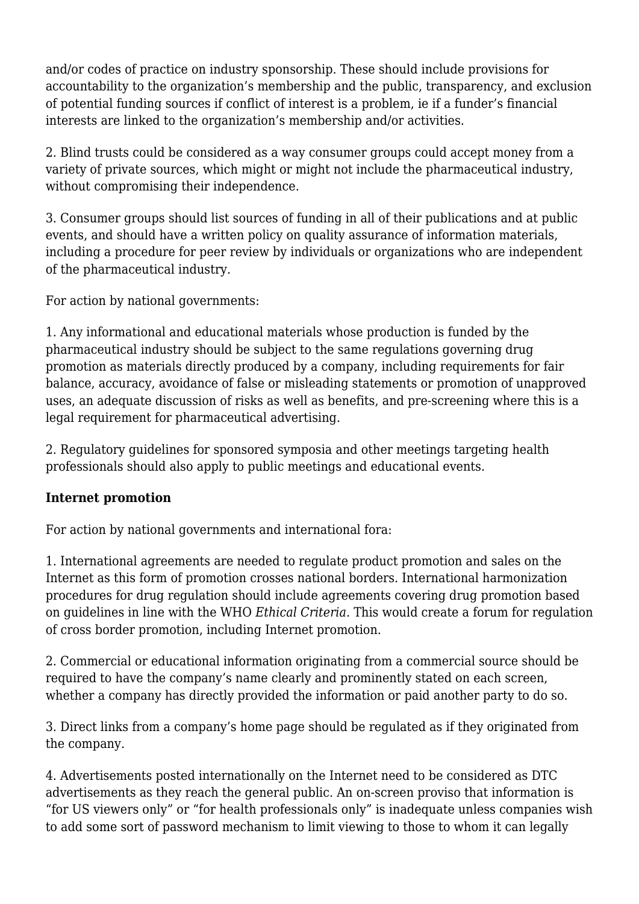and/or codes of practice on industry sponsorship. These should include provisions for accountability to the organization's membership and the public, transparency, and exclusion of potential funding sources if conflict of interest is a problem, ie if a funder's financial interests are linked to the organization's membership and/or activities.

2. Blind trusts could be considered as a way consumer groups could accept money from a variety of private sources, which might or might not include the pharmaceutical industry, without compromising their independence.

3. Consumer groups should list sources of funding in all of their publications and at public events, and should have a written policy on quality assurance of information materials, including a procedure for peer review by individuals or organizations who are independent of the pharmaceutical industry.

For action by national governments:

1. Any informational and educational materials whose production is funded by the pharmaceutical industry should be subject to the same regulations governing drug promotion as materials directly produced by a company, including requirements for fair balance, accuracy, avoidance of false or misleading statements or promotion of unapproved uses, an adequate discussion of risks as well as benefits, and pre-screening where this is a legal requirement for pharmaceutical advertising.

2. Regulatory guidelines for sponsored symposia and other meetings targeting health professionals should also apply to public meetings and educational events.

**Internet promotion**

For action by national governments and international fora:

1. International agreements are needed to regulate product promotion and sales on the Internet as this form of promotion crosses national borders. International harmonization procedures for drug regulation should include agreements covering drug promotion based on guidelines in line with the WHO *Ethical Criteria*. This would create a forum for regulation of cross border promotion, including Internet promotion.

2. Commercial or educational information originating from a commercial source should be required to have the company's name clearly and prominently stated on each screen, whether a company has directly provided the information or paid another party to do so.

3. Direct links from a company's home page should be regulated as if they originated from the company.

4. Advertisements posted internationally on the Internet need to be considered as DTC advertisements as they reach the general public. An on-screen proviso that information is "for US viewers only" or "for health professionals only" is inadequate unless companies wish to add some sort of password mechanism to limit viewing to those to whom it can legally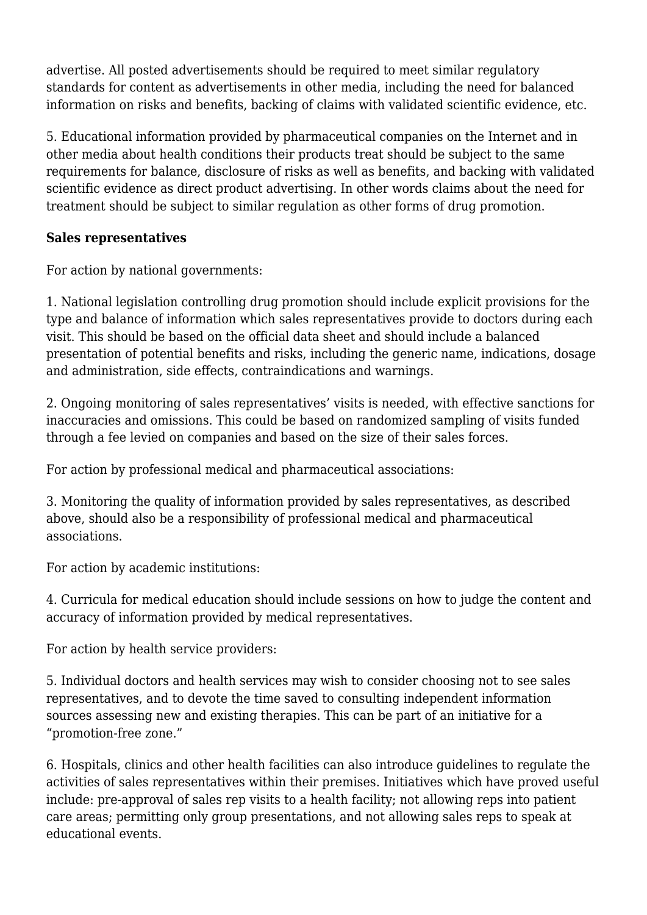advertise. All posted advertisements should be required to meet similar regulatory standards for content as advertisements in other media, including the need for balanced information on risks and benefits, backing of claims with validated scientific evidence, etc.

5. Educational information provided by pharmaceutical companies on the Internet and in other media about health conditions their products treat should be subject to the same requirements for balance, disclosure of risks as well as benefits, and backing with validated scientific evidence as direct product advertising. In other words claims about the need for treatment should be subject to similar regulation as other forms of drug promotion.

**Sales representatives**

For action by national governments:

1. National legislation controlling drug promotion should include explicit provisions for the type and balance of information which sales representatives provide to doctors during each visit. This should be based on the official data sheet and should include a balanced presentation of potential benefits and risks, including the generic name, indications, dosage and administration, side effects, contraindications and warnings.

2. Ongoing monitoring of sales representatives' visits is needed, with effective sanctions for inaccuracies and omissions. This could be based on randomized sampling of visits funded through a fee levied on companies and based on the size of their sales forces.

For action by professional medical and pharmaceutical associations:

3. Monitoring the quality of information provided by sales representatives, as described above, should also be a responsibility of professional medical and pharmaceutical associations.

For action by academic institutions:

4. Curricula for medical education should include sessions on how to judge the content and accuracy of information provided by medical representatives.

For action by health service providers:

5. Individual doctors and health services may wish to consider choosing not to see sales representatives, and to devote the time saved to consulting independent information sources assessing new and existing therapies. This can be part of an initiative for a "promotion-free zone."

6. Hospitals, clinics and other health facilities can also introduce guidelines to regulate the activities of sales representatives within their premises. Initiatives which have proved useful include: pre-approval of sales rep visits to a health facility; not allowing reps into patient care areas; permitting only group presentations, and not allowing sales reps to speak at educational events.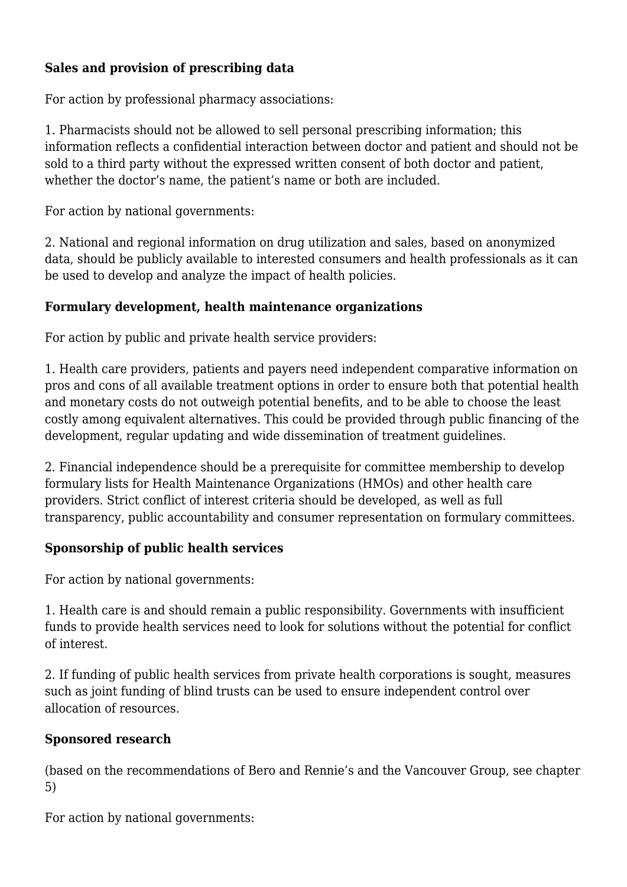**Sales and provision of prescribing data**

For action by professional pharmacy associations:

1. Pharmacists should not be allowed to sell personal prescribing information; this information reflects a confidential interaction between doctor and patient and should not be sold to a third party without the expressed written consent of both doctor and patient, whether the doctor's name, the patient's name or both are included.

For action by national governments:

2. National and regional information on drug utilization and sales, based on anonymized data, should be publicly available to interested consumers and health professionals as it can be used to develop and analyze the impact of health policies.

**Formulary development, health maintenance organizations**

For action by public and private health service providers:

1. Health care providers, patients and payers need independent comparative information on pros and cons of all available treatment options in order to ensure both that potential health and monetary costs do not outweigh potential benefits, and to be able to choose the least costly among equivalent alternatives. This could be provided through public financing of the development, regular updating and wide dissemination of treatment guidelines.

2. Financial independence should be a prerequisite for committee membership to develop formulary lists for Health Maintenance Organizations (HMOs) and other health care providers. Strict conflict of interest criteria should be developed, as well as full transparency, public accountability and consumer representation on formulary committees.

**Sponsorship of public health services**

For action by national governments:

1. Health care is and should remain a public responsibility. Governments with insufficient funds to provide health services need to look for solutions without the potential for conflict of interest.

2. If funding of public health services from private health corporations is sought, measures such as joint funding of blind trusts can be used to ensure independent control over allocation of resources.

**Sponsored research**

(based on the recommendations of Bero and Rennie's and the Vancouver Group, see chapter 5)

For action by national governments: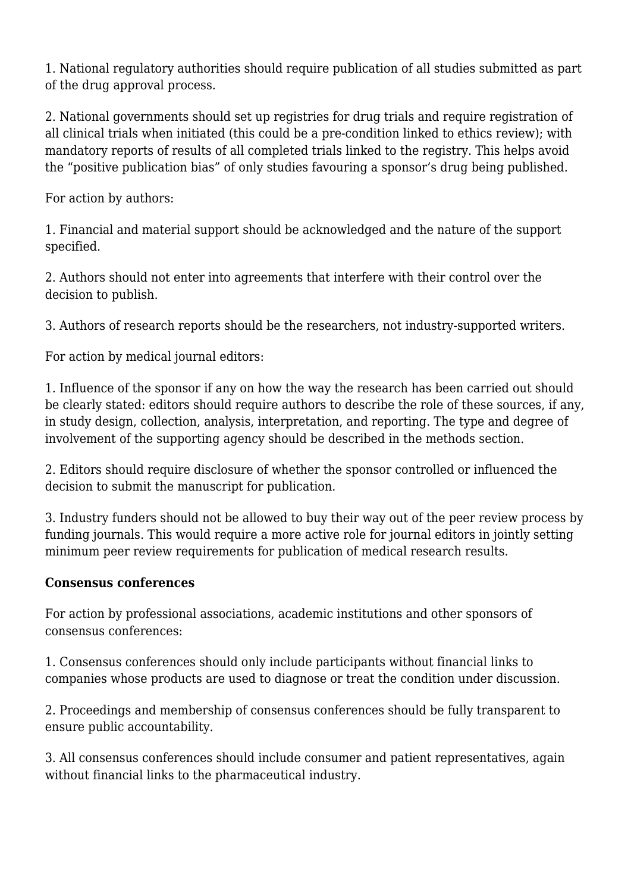1. National regulatory authorities should require publication of all studies submitted as part of the drug approval process.

2. National governments should set up registries for drug trials and require registration of all clinical trials when initiated (this could be a pre-condition linked to ethics review); with mandatory reports of results of all completed trials linked to the registry. This helps avoid the "positive publication bias" of only studies favouring a sponsor's drug being published.

For action by authors:

1. Financial and material support should be acknowledged and the nature of the support specified.

2. Authors should not enter into agreements that interfere with their control over the decision to publish.

3. Authors of research reports should be the researchers, not industry-supported writers.

For action by medical journal editors:

1. Influence of the sponsor if any on how the way the research has been carried out should be clearly stated: editors should require authors to describe the role of these sources, if any, in study design, collection, analysis, interpretation, and reporting. The type and degree of involvement of the supporting agency should be described in the methods section.

2. Editors should require disclosure of whether the sponsor controlled or influenced the decision to submit the manuscript for publication.

3. Industry funders should not be allowed to buy their way out of the peer review process by funding journals. This would require a more active role for journal editors in jointly setting minimum peer review requirements for publication of medical research results.

**Consensus conferences**

For action by professional associations, academic institutions and other sponsors of consensus conferences:

1. Consensus conferences should only include participants without financial links to companies whose products are used to diagnose or treat the condition under discussion.

2. Proceedings and membership of consensus conferences should be fully transparent to ensure public accountability.

3. All consensus conferences should include consumer and patient representatives, again without financial links to the pharmaceutical industry.